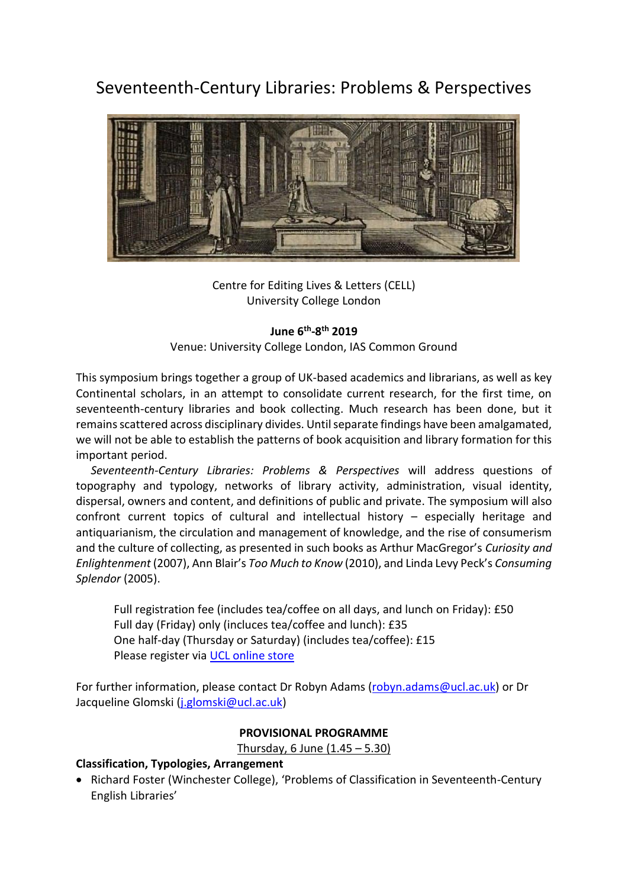# Seventeenth-Century Libraries: Problems & Perspectives

Centre for Editing Lives & Letters (CELL)
University College London

**June 6th-8th 2019**

Venue: University College London, IAS Common Ground

This symposium brings together a group of UK-based academics and librarians, as well as key Continental scholars, in an attempt to consolidate current research, for the first time, on seventeenth-century libraries and book collecting. Much research has been done, but it remains scattered across disciplinary divides. Until separate findings have been amalgamated, we will not be able to establish the patterns of book acquisition and library formation for this important period.

*Seventeenth-Century Libraries: Problems & Perspectives* will address questions of topography and typology, networks of library activity, administration, visual identity, dispersal, owners and content, and definitions of public and private. The symposium will also confront current topics of cultural and intellectual history – especially heritage and antiquarianism, the circulation and management of knowledge, and the rise of consumerism and the culture of collecting, as presented in such books as Arthur MacGregor's *Curiosity and Enlightenment* (2007), Ann Blair's *Too Much to Know* (2010), and Linda Levy Peck's *Consuming Splendor* (2005).

Full registration fee (includes tea/coffee on all days, and lunch on Friday): £50
Full day (Friday) only (incluces tea/coffee and lunch): £35
One half-day (Thursday or Saturday) (includes tea/coffee): £15
Please register via UCL online store

For further information, please contact Dr Robyn Adams (robyn.adams@ucl.ac.uk) or Dr Jacqueline Glomski (j.glomski@ucl.ac.uk)

**PROVISIONAL PROGRAMME**

Thursday, 6 June (1.45 – 5.30)

**Classification, Typologies, Arrangement**

- Richard Foster (Winchester College), 'Problems of Classification in Seventeenth-Century English Libraries'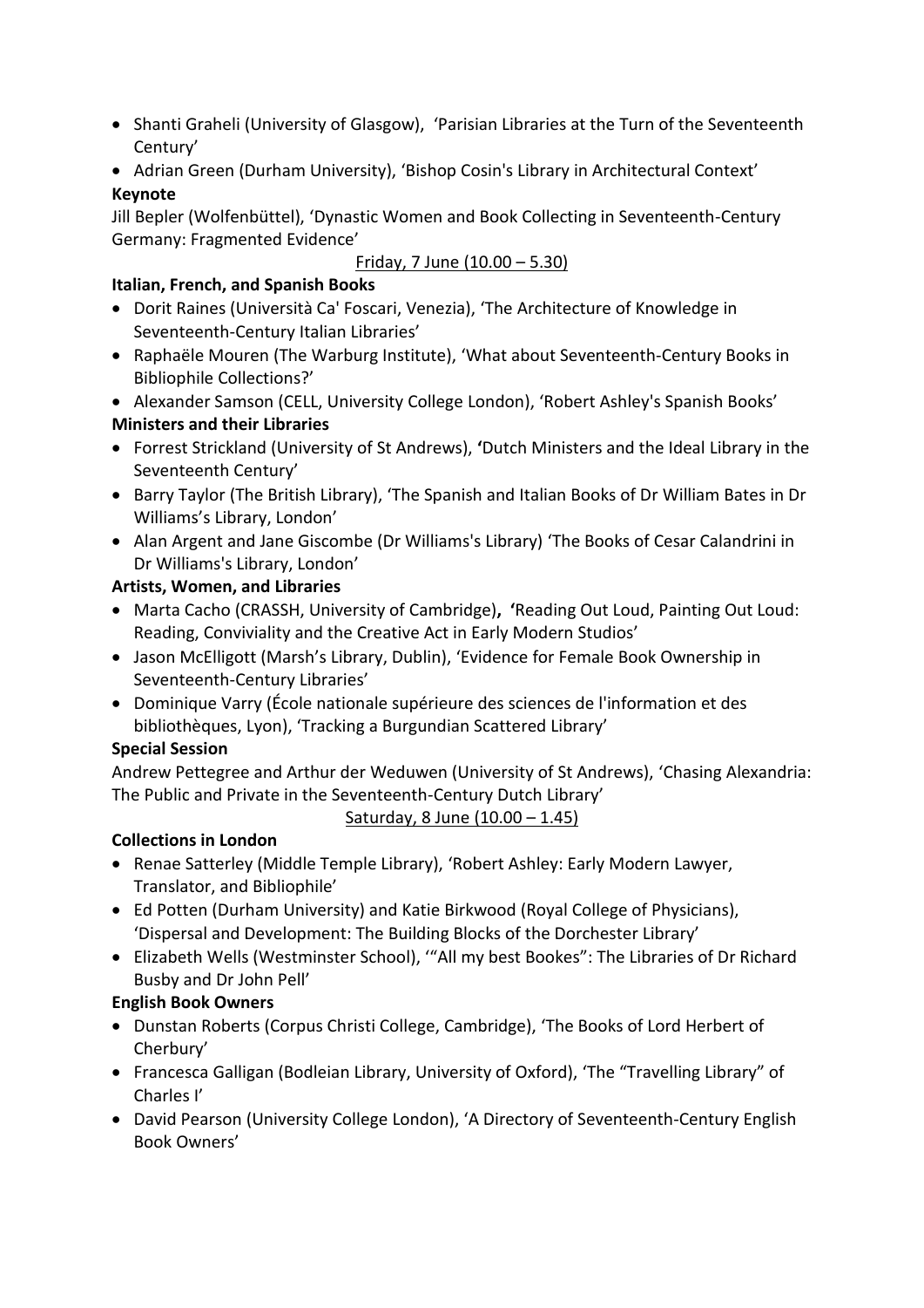- Shanti Graheli (University of Glasgow), 'Parisian Libraries at the Turn of the Seventeenth Century'
- Adrian Green (Durham University), 'Bishop Cosin's Library in Architectural Context'

**Keynote**

Jill Bepler (Wolfenbüttel), 'Dynastic Women and Book Collecting in Seventeenth-Century Germany: Fragmented Evidence'

<u>Friday, 7 June (10.00 – 5.30)</u>

**Italian, French, and Spanish Books**

- Dorit Raines (Università Ca' Foscari, Venezia), 'The Architecture of Knowledge in Seventeenth-Century Italian Libraries'
- Raphaële Mouren (The Warburg Institute), 'What about Seventeenth-Century Books in Bibliophile Collections?'
- Alexander Samson (CELL, University College London), 'Robert Ashley's Spanish Books'

**Ministers and their Libraries**

- Forrest Strickland (University of St Andrews), **'**Dutch Ministers and the Ideal Library in the Seventeenth Century'
- Barry Taylor (The British Library), 'The Spanish and Italian Books of Dr William Bates in Dr Williams's Library, London'
- Alan Argent and Jane Giscombe (Dr Williams's Library) 'The Books of Cesar Calandrini in Dr Williams's Library, London'

**Artists, Women, and Libraries**

- Marta Cacho (CRASSH, University of Cambridge)**, '**Reading Out Loud, Painting Out Loud: Reading, Conviviality and the Creative Act in Early Modern Studios'
- Jason McElligott (Marsh's Library, Dublin), 'Evidence for Female Book Ownership in Seventeenth-Century Libraries'
- Dominique Varry (École nationale supérieure des sciences de l'information et des bibliothèques, Lyon), 'Tracking a Burgundian Scattered Library'

**Special Session**

Andrew Pettegree and Arthur der Weduwen (University of St Andrews), 'Chasing Alexandria: The Public and Private in the Seventeenth-Century Dutch Library'

<u>Saturday, 8 June (10.00 – 1.45)</u>

**Collections in London**

- Renae Satterley (Middle Temple Library), 'Robert Ashley: Early Modern Lawyer, Translator, and Bibliophile'
- Ed Potten (Durham University) and Katie Birkwood (Royal College of Physicians), 'Dispersal and Development: The Building Blocks of the Dorchester Library'
- Elizabeth Wells (Westminster School), '"All my best Bookes": The Libraries of Dr Richard Busby and Dr John Pell'

**English Book Owners**

- Dunstan Roberts (Corpus Christi College, Cambridge), 'The Books of Lord Herbert of Cherbury'
- Francesca Galligan (Bodleian Library, University of Oxford), 'The "Travelling Library" of Charles I'
- David Pearson (University College London), 'A Directory of Seventeenth-Century English Book Owners'